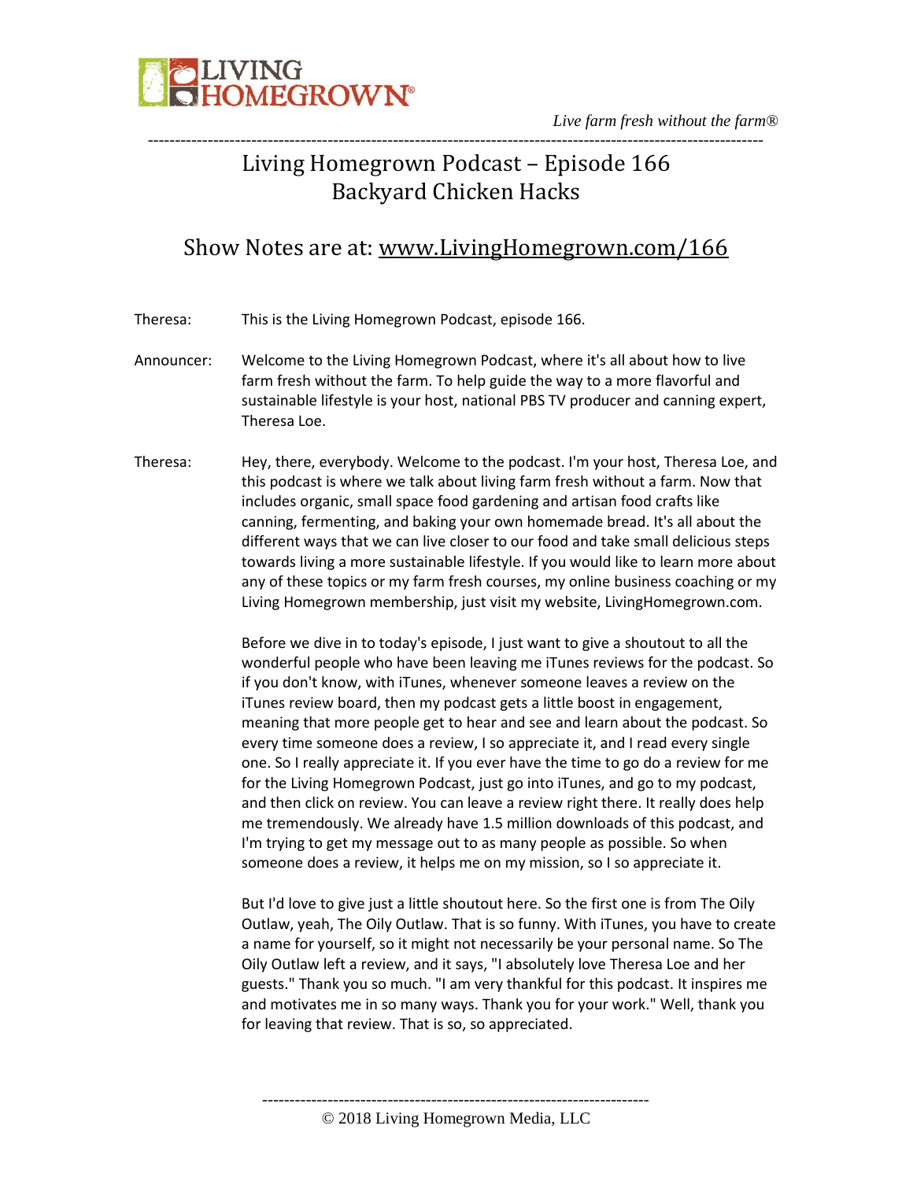# Living Homegrown Podcast – Episode 166
# Backyard Chicken Hacks

## Show Notes are at: www.LivingHomegrown.com/166

Theresa: This is the Living Homegrown Podcast, episode 166.

Announcer: Welcome to the Living Homegrown Podcast, where it's all about how to live farm fresh without the farm. To help guide the way to a more flavorful and sustainable lifestyle is your host, national PBS TV producer and canning expert, Theresa Loe.

Theresa: Hey, there, everybody. Welcome to the podcast. I'm your host, Theresa Loe, and this podcast is where we talk about living farm fresh without a farm. Now that includes organic, small space food gardening and artisan food crafts like canning, fermenting, and baking your own homemade bread. It's all about the different ways that we can live closer to our food and take small delicious steps towards living a more sustainable lifestyle. If you would like to learn more about any of these topics or my farm fresh courses, my online business coaching or my Living Homegrown membership, just visit my website, LivingHomegrown.com.

Before we dive in to today's episode, I just want to give a shoutout to all the wonderful people who have been leaving me iTunes reviews for the podcast. So if you don't know, with iTunes, whenever someone leaves a review on the iTunes review board, then my podcast gets a little boost in engagement, meaning that more people get to hear and see and learn about the podcast. So every time someone does a review, I so appreciate it, and I read every single one. So I really appreciate it. If you ever have the time to go do a review for me for the Living Homegrown Podcast, just go into iTunes, and go to my podcast, and then click on review. You can leave a review right there. It really does help me tremendously. We already have 1.5 million downloads of this podcast, and I'm trying to get my message out to as many people as possible. So when someone does a review, it helps me on my mission, so I so appreciate it.

But I'd love to give just a little shoutout here. So the first one is from The Oily Outlaw, yeah, The Oily Outlaw. That is so funny. With iTunes, you have to create a name for yourself, so it might not necessarily be your personal name. So The Oily Outlaw left a review, and it says, "I absolutely love Theresa Loe and her guests." Thank you so much. "I am very thankful for this podcast. It inspires me and motivates me in so many ways. Thank you for your work." Well, thank you for leaving that review. That is so, so appreciated.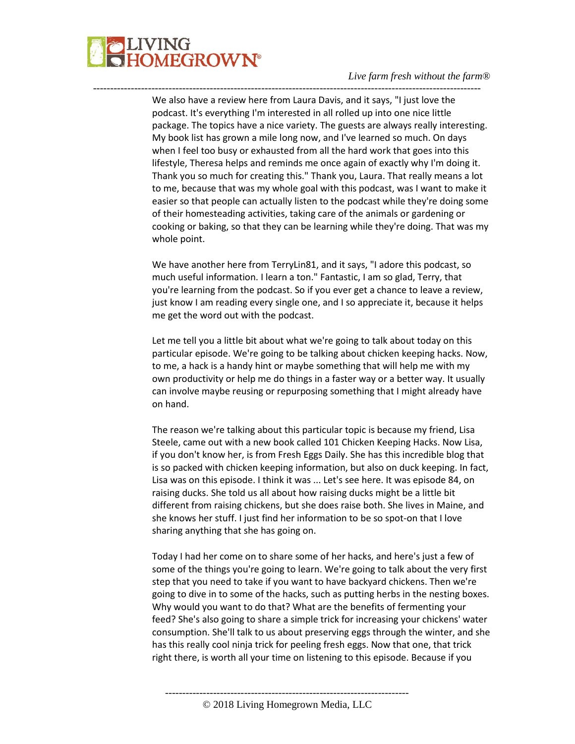We also have a review here from Laura Davis, and it says, "I just love the podcast. It's everything I'm interested in all rolled up into one nice little package. The topics have a nice variety. The guests are always really interesting. My book list has grown a mile long now, and I've learned so much. On days when I feel too busy or exhausted from all the hard work that goes into this lifestyle, Theresa helps and reminds me once again of exactly why I'm doing it. Thank you so much for creating this." Thank you, Laura. That really means a lot to me, because that was my whole goal with this podcast, was I want to make it easier so that people can actually listen to the podcast while they're doing some of their homesteading activities, taking care of the animals or gardening or cooking or baking, so that they can be learning while they're doing. That was my whole point.

We have another here from TerryLin81, and it says, "I adore this podcast, so much useful information. I learn a ton." Fantastic, I am so glad, Terry, that you're learning from the podcast. So if you ever get a chance to leave a review, just know I am reading every single one, and I so appreciate it, because it helps me get the word out with the podcast.

Let me tell you a little bit about what we're going to talk about today on this particular episode. We're going to be talking about chicken keeping hacks. Now, to me, a hack is a handy hint or maybe something that will help me with my own productivity or help me do things in a faster way or a better way. It usually can involve maybe reusing or repurposing something that I might already have on hand.

The reason we're talking about this particular topic is because my friend, Lisa Steele, came out with a new book called 101 Chicken Keeping Hacks. Now Lisa, if you don't know her, is from Fresh Eggs Daily. She has this incredible blog that is so packed with chicken keeping information, but also on duck keeping. In fact, Lisa was on this episode. I think it was ... Let's see here. It was episode 84, on raising ducks. She told us all about how raising ducks might be a little bit different from raising chickens, but she does raise both. She lives in Maine, and she knows her stuff. I just find her information to be so spot-on that I love sharing anything that she has going on.

Today I had her come on to share some of her hacks, and here's just a few of some of the things you're going to learn. We're going to talk about the very first step that you need to take if you want to have backyard chickens. Then we're going to dive in to some of the hacks, such as putting herbs in the nesting boxes. Why would you want to do that? What are the benefits of fermenting your feed? She's also going to share a simple trick for increasing your chickens' water consumption. She'll talk to us about preserving eggs through the winter, and she has this really cool ninja trick for peeling fresh eggs. Now that one, that trick right there, is worth all your time on listening to this episode. Because if you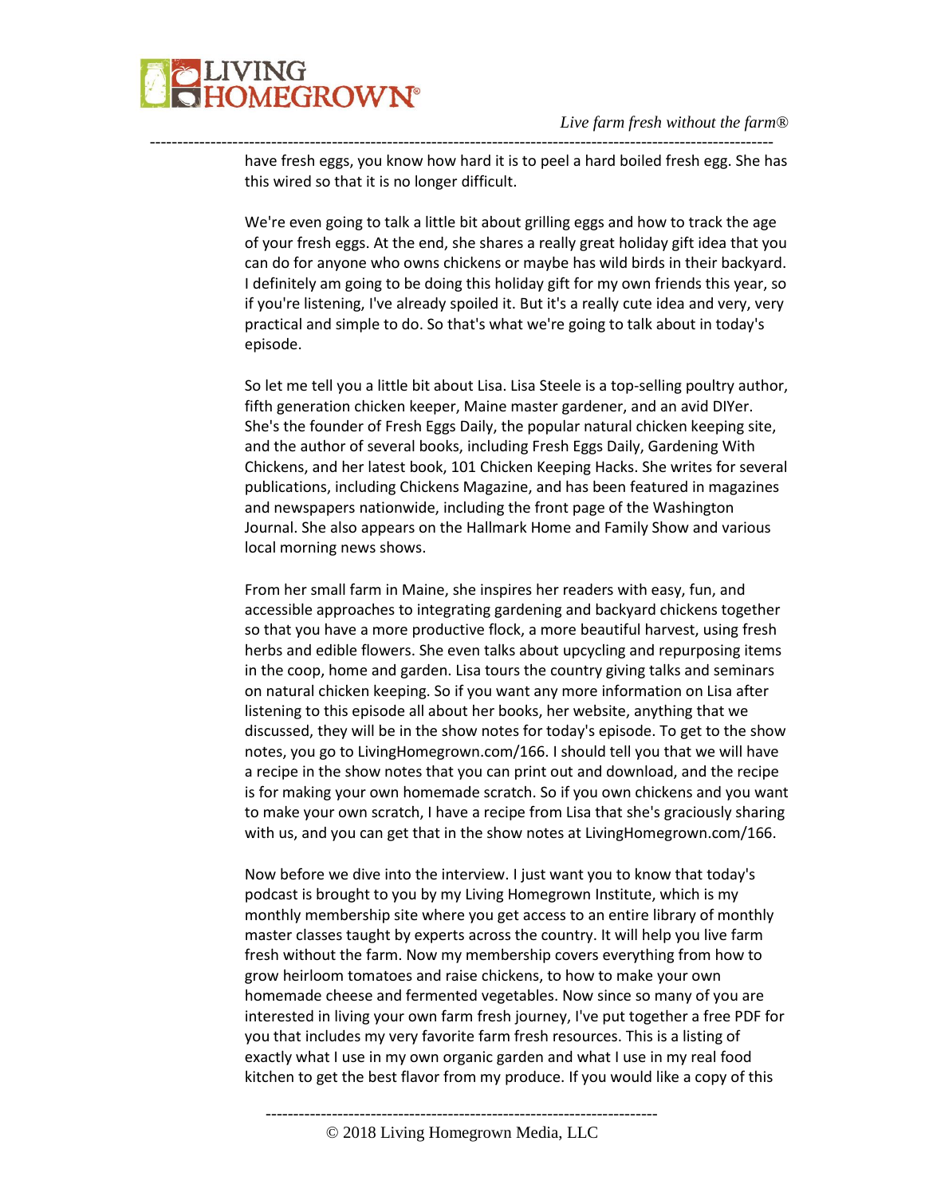have fresh eggs, you know how hard it is to peel a hard boiled fresh egg. She has this wired so that it is no longer difficult.

We're even going to talk a little bit about grilling eggs and how to track the age of your fresh eggs. At the end, she shares a really great holiday gift idea that you can do for anyone who owns chickens or maybe has wild birds in their backyard. I definitely am going to be doing this holiday gift for my own friends this year, so if you're listening, I've already spoiled it. But it's a really cute idea and very, very practical and simple to do. So that's what we're going to talk about in today's episode.

So let me tell you a little bit about Lisa. Lisa Steele is a top-selling poultry author, fifth generation chicken keeper, Maine master gardener, and an avid DIYer. She's the founder of Fresh Eggs Daily, the popular natural chicken keeping site, and the author of several books, including Fresh Eggs Daily, Gardening With Chickens, and her latest book, 101 Chicken Keeping Hacks. She writes for several publications, including Chickens Magazine, and has been featured in magazines and newspapers nationwide, including the front page of the Washington Journal. She also appears on the Hallmark Home and Family Show and various local morning news shows.

From her small farm in Maine, she inspires her readers with easy, fun, and accessible approaches to integrating gardening and backyard chickens together so that you have a more productive flock, a more beautiful harvest, using fresh herbs and edible flowers. She even talks about upcycling and repurposing items in the coop, home and garden. Lisa tours the country giving talks and seminars on natural chicken keeping. So if you want any more information on Lisa after listening to this episode all about her books, her website, anything that we discussed, they will be in the show notes for today's episode. To get to the show notes, you go to LivingHomegrown.com/166. I should tell you that we will have a recipe in the show notes that you can print out and download, and the recipe is for making your own homemade scratch. So if you own chickens and you want to make your own scratch, I have a recipe from Lisa that she's graciously sharing with us, and you can get that in the show notes at LivingHomegrown.com/166.

Now before we dive into the interview. I just want you to know that today's podcast is brought to you by my Living Homegrown Institute, which is my monthly membership site where you get access to an entire library of monthly master classes taught by experts across the country. It will help you live farm fresh without the farm. Now my membership covers everything from how to grow heirloom tomatoes and raise chickens, to how to make your own homemade cheese and fermented vegetables. Now since so many of you are interested in living your own farm fresh journey, I've put together a free PDF for you that includes my very favorite farm fresh resources. This is a listing of exactly what I use in my own organic garden and what I use in my real food kitchen to get the best flavor from my produce. If you would like a copy of this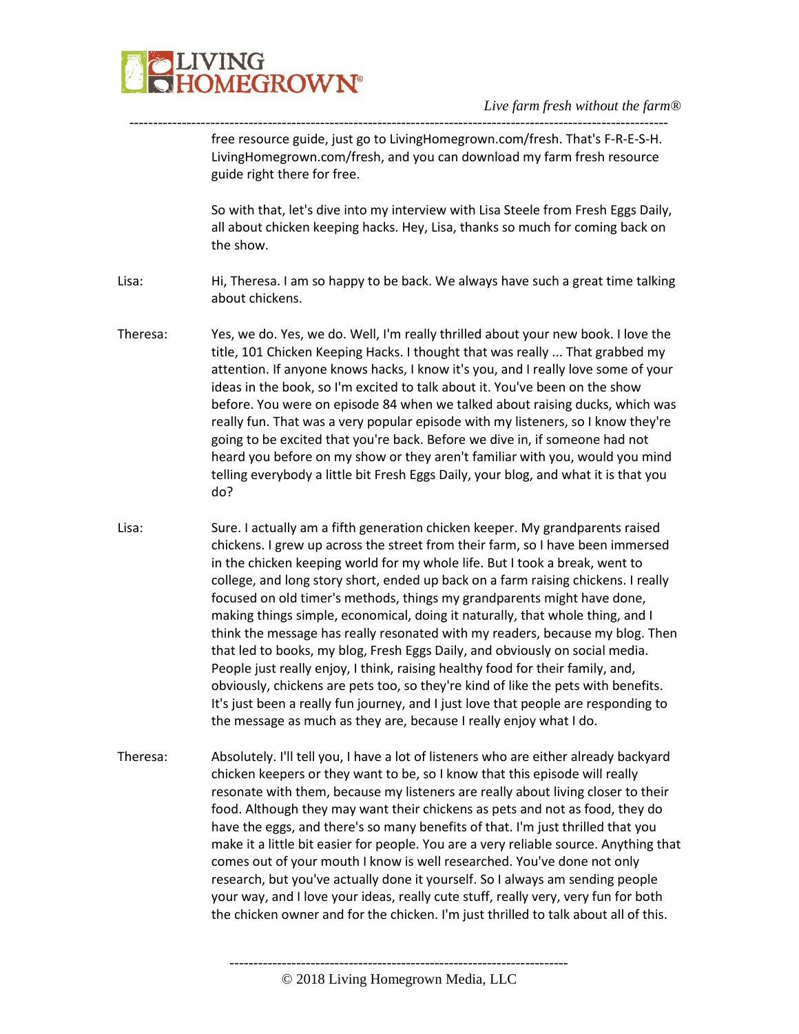free resource guide, just go to LivingHomegrown.com/fresh. That's F-R-E-S-H. LivingHomegrown.com/fresh, and you can download my farm fresh resource guide right there for free.

So with that, let's dive into my interview with Lisa Steele from Fresh Eggs Daily, all about chicken keeping hacks. Hey, Lisa, thanks so much for coming back on the show.

**Lisa:** Hi, Theresa. I am so happy to be back. We always have such a great time talking about chickens.

**Theresa:** Yes, we do. Yes, we do. Well, I'm really thrilled about your new book. I love the title, 101 Chicken Keeping Hacks. I thought that was really ... That grabbed my attention. If anyone knows hacks, I know it's you, and I really love some of your ideas in the book, so I'm excited to talk about it. You've been on the show before. You were on episode 84 when we talked about raising ducks, which was really fun. That was a very popular episode with my listeners, so I know they're going to be excited that you're back. Before we dive in, if someone had not heard you before on my show or they aren't familiar with you, would you mind telling everybody a little bit Fresh Eggs Daily, your blog, and what it is that you do?

**Lisa:** Sure. I actually am a fifth generation chicken keeper. My grandparents raised chickens. I grew up across the street from their farm, so I have been immersed in the chicken keeping world for my whole life. But I took a break, went to college, and long story short, ended up back on a farm raising chickens. I really focused on old timer's methods, things my grandparents might have done, making things simple, economical, doing it naturally, that whole thing, and I think the message has really resonated with my readers, because my blog. Then that led to books, my blog, Fresh Eggs Daily, and obviously on social media. People just really enjoy, I think, raising healthy food for their family, and, obviously, chickens are pets too, so they're kind of like the pets with benefits. It's just been a really fun journey, and I just love that people are responding to the message as much as they are, because I really enjoy what I do.

**Theresa:** Absolutely. I'll tell you, I have a lot of listeners who are either already backyard chicken keepers or they want to be, so I know that this episode will really resonate with them, because my listeners are really about living closer to their food. Although they may want their chickens as pets and not as food, they do have the eggs, and there's so many benefits of that. I'm just thrilled that you make it a little bit easier for people. You are a very reliable source. Anything that comes out of your mouth I know is well researched. You've done not only research, but you've actually done it yourself. So I always am sending people your way, and I love your ideas, really cute stuff, really very, very fun for both the chicken owner and for the chicken. I'm just thrilled to talk about all of this.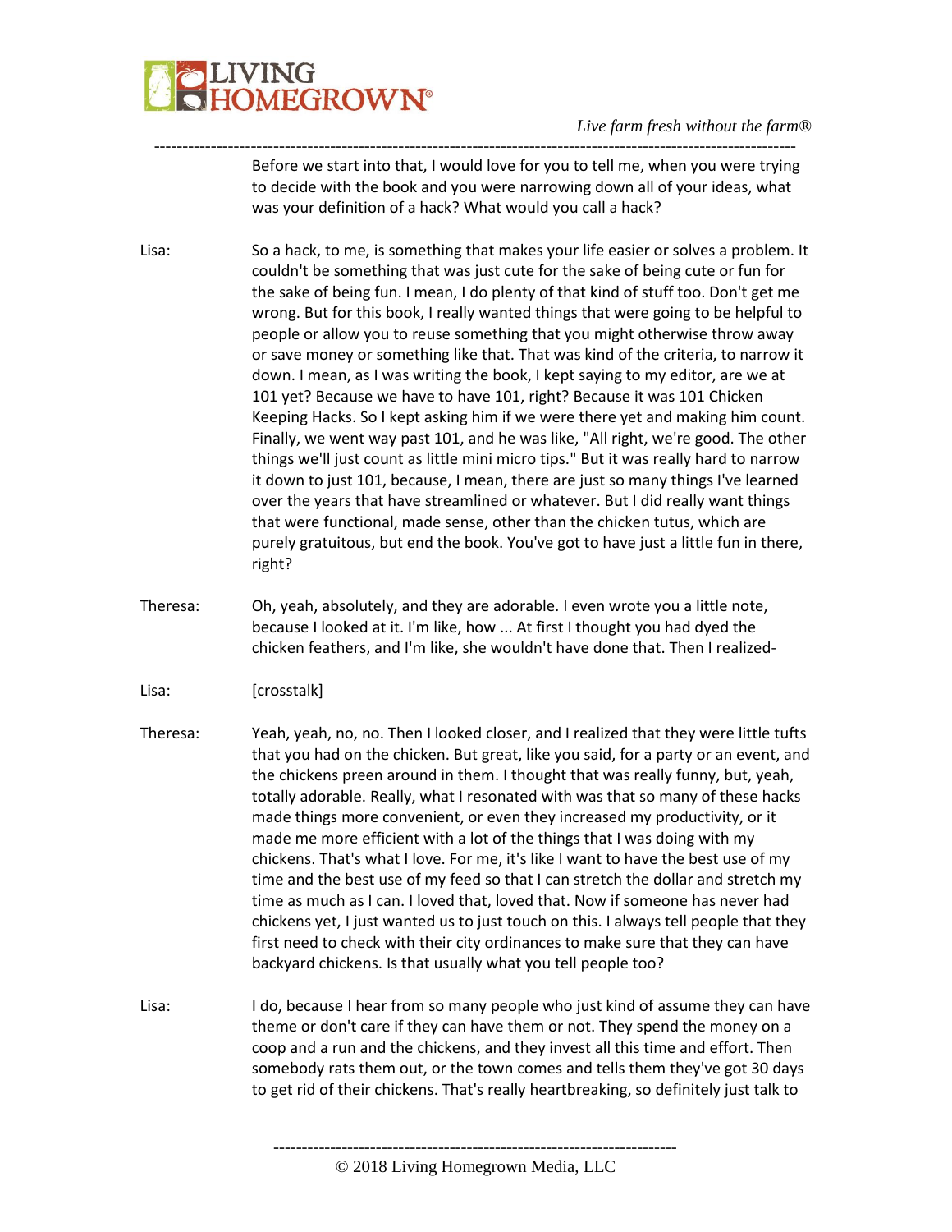Before we start into that, I would love for you to tell me, when you were trying to decide with the book and you were narrowing down all of your ideas, what was your definition of a hack? What would you call a hack?

Lisa: So a hack, to me, is something that makes your life easier or solves a problem. It couldn't be something that was just cute for the sake of being cute or fun for the sake of being fun. I mean, I do plenty of that kind of stuff too. Don't get me wrong. But for this book, I really wanted things that were going to be helpful to people or allow you to reuse something that you might otherwise throw away or save money or something like that. That was kind of the criteria, to narrow it down. I mean, as I was writing the book, I kept saying to my editor, are we at 101 yet? Because we have to have 101, right? Because it was 101 Chicken Keeping Hacks. So I kept asking him if we were there yet and making him count. Finally, we went way past 101, and he was like, "All right, we're good. The other things we'll just count as little mini micro tips." But it was really hard to narrow it down to just 101, because, I mean, there are just so many things I've learned over the years that have streamlined or whatever. But I did really want things that were functional, made sense, other than the chicken tutus, which are purely gratuitous, but end the book. You've got to have just a little fun in there, right?

Theresa: Oh, yeah, absolutely, and they are adorable. I even wrote you a little note, because I looked at it. I'm like, how ... At first I thought you had dyed the chicken feathers, and I'm like, she wouldn't have done that. Then I realized-

Lisa: [crosstalk]

Theresa: Yeah, yeah, no, no. Then I looked closer, and I realized that they were little tufts that you had on the chicken. But great, like you said, for a party or an event, and the chickens preen around in them. I thought that was really funny, but, yeah, totally adorable. Really, what I resonated with was that so many of these hacks made things more convenient, or even they increased my productivity, or it made me more efficient with a lot of the things that I was doing with my chickens. That's what I love. For me, it's like I want to have the best use of my time and the best use of my feed so that I can stretch the dollar and stretch my time as much as I can. I loved that, loved that. Now if someone has never had chickens yet, I just wanted us to just touch on this. I always tell people that they first need to check with their city ordinances to make sure that they can have backyard chickens. Is that usually what you tell people too?

Lisa: I do, because I hear from so many people who just kind of assume they can have theme or don't care if they can have them or not. They spend the money on a coop and a run and the chickens, and they invest all this time and effort. Then somebody rats them out, or the town comes and tells them they've got 30 days to get rid of their chickens. That's really heartbreaking, so definitely just talk to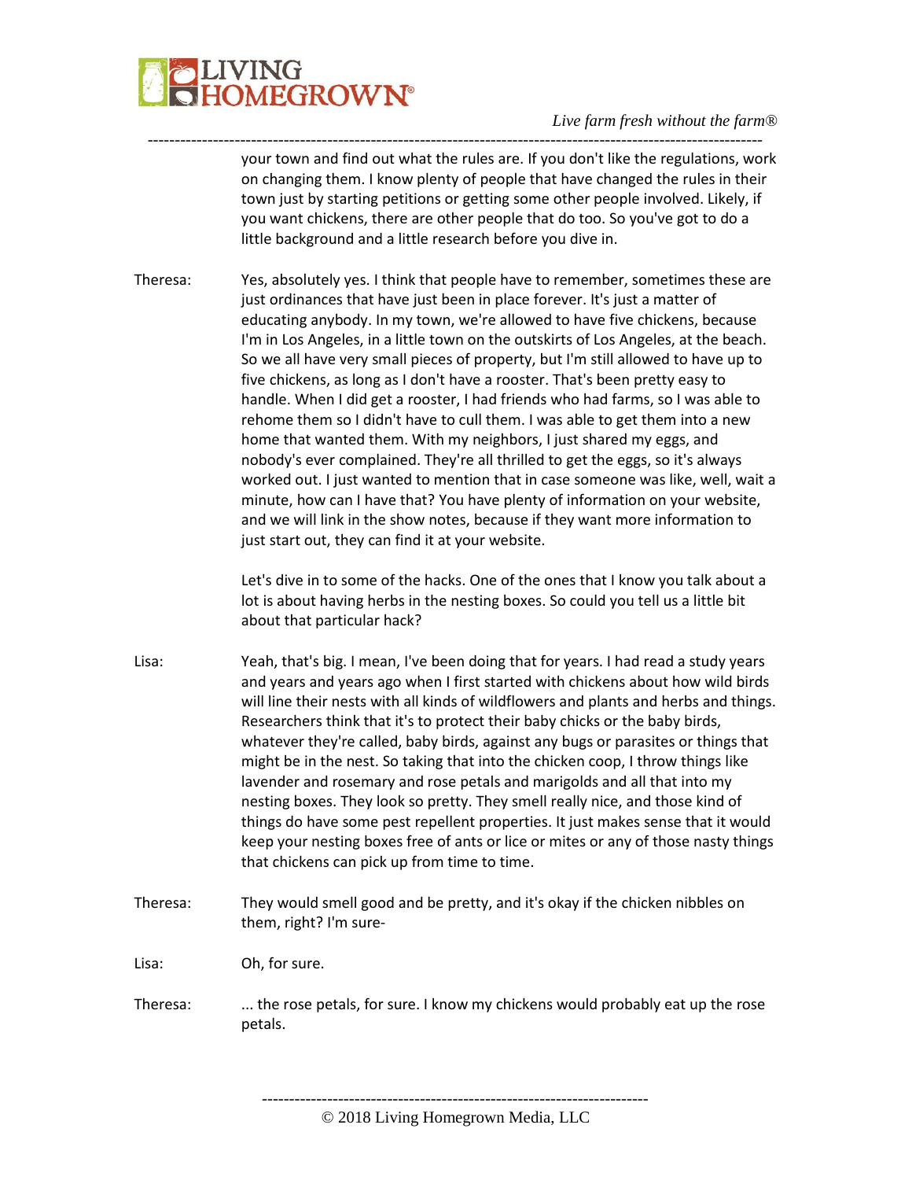your town and find out what the rules are. If you don't like the regulations, work on changing them. I know plenty of people that have changed the rules in their town just by starting petitions or getting some other people involved. Likely, if you want chickens, there are other people that do too. So you've got to do a little background and a little research before you dive in.

Theresa: Yes, absolutely yes. I think that people have to remember, sometimes these are just ordinances that have just been in place forever. It's just a matter of educating anybody. In my town, we're allowed to have five chickens, because I'm in Los Angeles, in a little town on the outskirts of Los Angeles, at the beach. So we all have very small pieces of property, but I'm still allowed to have up to five chickens, as long as I don't have a rooster. That's been pretty easy to handle. When I did get a rooster, I had friends who had farms, so I was able to rehome them so I didn't have to cull them. I was able to get them into a new home that wanted them. With my neighbors, I just shared my eggs, and nobody's ever complained. They're all thrilled to get the eggs, so it's always worked out. I just wanted to mention that in case someone was like, well, wait a minute, how can I have that? You have plenty of information on your website, and we will link in the show notes, because if they want more information to just start out, they can find it at your website.

Let's dive in to some of the hacks. One of the ones that I know you talk about a lot is about having herbs in the nesting boxes. So could you tell us a little bit about that particular hack?

Lisa: Yeah, that's big. I mean, I've been doing that for years. I had read a study years and years and years ago when I first started with chickens about how wild birds will line their nests with all kinds of wildflowers and plants and herbs and things. Researchers think that it's to protect their baby chicks or the baby birds, whatever they're called, baby birds, against any bugs or parasites or things that might be in the nest. So taking that into the chicken coop, I throw things like lavender and rosemary and rose petals and marigolds and all that into my nesting boxes. They look so pretty. They smell really nice, and those kind of things do have some pest repellent properties. It just makes sense that it would keep your nesting boxes free of ants or lice or mites or any of those nasty things that chickens can pick up from time to time.

Theresa: They would smell good and be pretty, and it's okay if the chicken nibbles on them, right? I'm sure-

Lisa: Oh, for sure.

Theresa: ... the rose petals, for sure. I know my chickens would probably eat up the rose petals.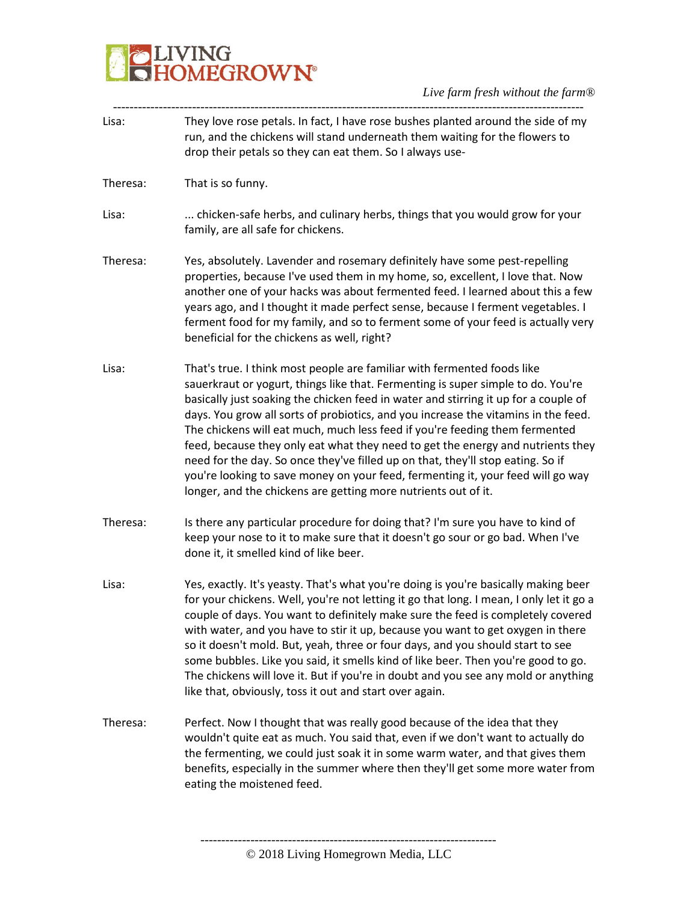Lisa: They love rose petals. In fact, I have rose bushes planted around the side of my run, and the chickens will stand underneath them waiting for the flowers to drop their petals so they can eat them. So I always use-

Theresa: That is so funny.

Lisa: ... chicken-safe herbs, and culinary herbs, things that you would grow for your family, are all safe for chickens.

Theresa: Yes, absolutely. Lavender and rosemary definitely have some pest-repelling properties, because I've used them in my home, so, excellent, I love that. Now another one of your hacks was about fermented feed. I learned about this a few years ago, and I thought it made perfect sense, because I ferment vegetables. I ferment food for my family, and so to ferment some of your feed is actually very beneficial for the chickens as well, right?

Lisa: That's true. I think most people are familiar with fermented foods like sauerkraut or yogurt, things like that. Fermenting is super simple to do. You're basically just soaking the chicken feed in water and stirring it up for a couple of days. You grow all sorts of probiotics, and you increase the vitamins in the feed. The chickens will eat much, much less feed if you're feeding them fermented feed, because they only eat what they need to get the energy and nutrients they need for the day. So once they've filled up on that, they'll stop eating. So if you're looking to save money on your feed, fermenting it, your feed will go way longer, and the chickens are getting more nutrients out of it.

Theresa: Is there any particular procedure for doing that? I'm sure you have to kind of keep your nose to it to make sure that it doesn't go sour or go bad. When I've done it, it smelled kind of like beer.

Lisa: Yes, exactly. It's yeasty. That's what you're doing is you're basically making beer for your chickens. Well, you're not letting it go that long. I mean, I only let it go a couple of days. You want to definitely make sure the feed is completely covered with water, and you have to stir it up, because you want to get oxygen in there so it doesn't mold. But, yeah, three or four days, and you should start to see some bubbles. Like you said, it smells kind of like beer. Then you're good to go. The chickens will love it. But if you're in doubt and you see any mold or anything like that, obviously, toss it out and start over again.

Theresa: Perfect. Now I thought that was really good because of the idea that they wouldn't quite eat as much. You said that, even if we don't want to actually do the fermenting, we could just soak it in some warm water, and that gives them benefits, especially in the summer where then they'll get some more water from eating the moistened feed.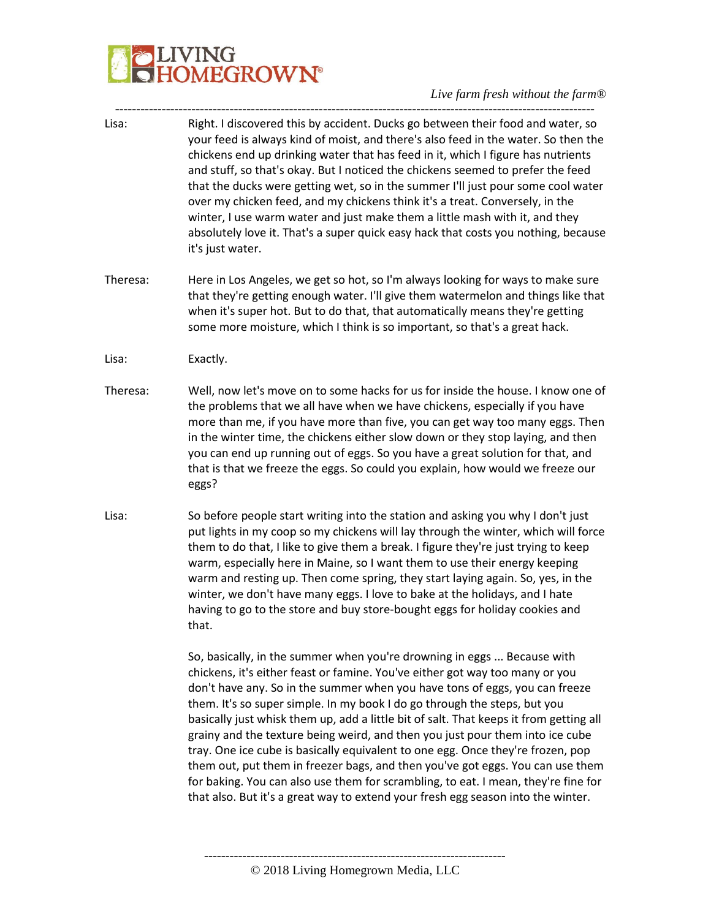Lisa: Right. I discovered this by accident. Ducks go between their food and water, so your feed is always kind of moist, and there's also feed in the water. So then the chickens end up drinking water that has feed in it, which I figure has nutrients and stuff, so that's okay. But I noticed the chickens seemed to prefer the feed that the ducks were getting wet, so in the summer I'll just pour some cool water over my chicken feed, and my chickens think it's a treat. Conversely, in the winter, I use warm water and just make them a little mash with it, and they absolutely love it. That's a super quick easy hack that costs you nothing, because it's just water.

Theresa: Here in Los Angeles, we get so hot, so I'm always looking for ways to make sure that they're getting enough water. I'll give them watermelon and things like that when it's super hot. But to do that, that automatically means they're getting some more moisture, which I think is so important, so that's a great hack.

Lisa: Exactly.

Theresa: Well, now let's move on to some hacks for us for inside the house. I know one of the problems that we all have when we have chickens, especially if you have more than me, if you have more than five, you can get way too many eggs. Then in the winter time, the chickens either slow down or they stop laying, and then you can end up running out of eggs. So you have a great solution for that, and that is that we freeze the eggs. So could you explain, how would we freeze our eggs?

Lisa: So before people start writing into the station and asking you why I don't just put lights in my coop so my chickens will lay through the winter, which will force them to do that, I like to give them a break. I figure they're just trying to keep warm, especially here in Maine, so I want them to use their energy keeping warm and resting up. Then come spring, they start laying again. So, yes, in the winter, we don't have many eggs. I love to bake at the holidays, and I hate having to go to the store and buy store-bought eggs for holiday cookies and that.

So, basically, in the summer when you're drowning in eggs ... Because with chickens, it's either feast or famine. You've either got way too many or you don't have any. So in the summer when you have tons of eggs, you can freeze them. It's so super simple. In my book I do go through the steps, but you basically just whisk them up, add a little bit of salt. That keeps it from getting all grainy and the texture being weird, and then you just pour them into ice cube tray. One ice cube is basically equivalent to one egg. Once they're frozen, pop them out, put them in freezer bags, and then you've got eggs. You can use them for baking. You can also use them for scrambling, to eat. I mean, they're fine for that also. But it's a great way to extend your fresh egg season into the winter.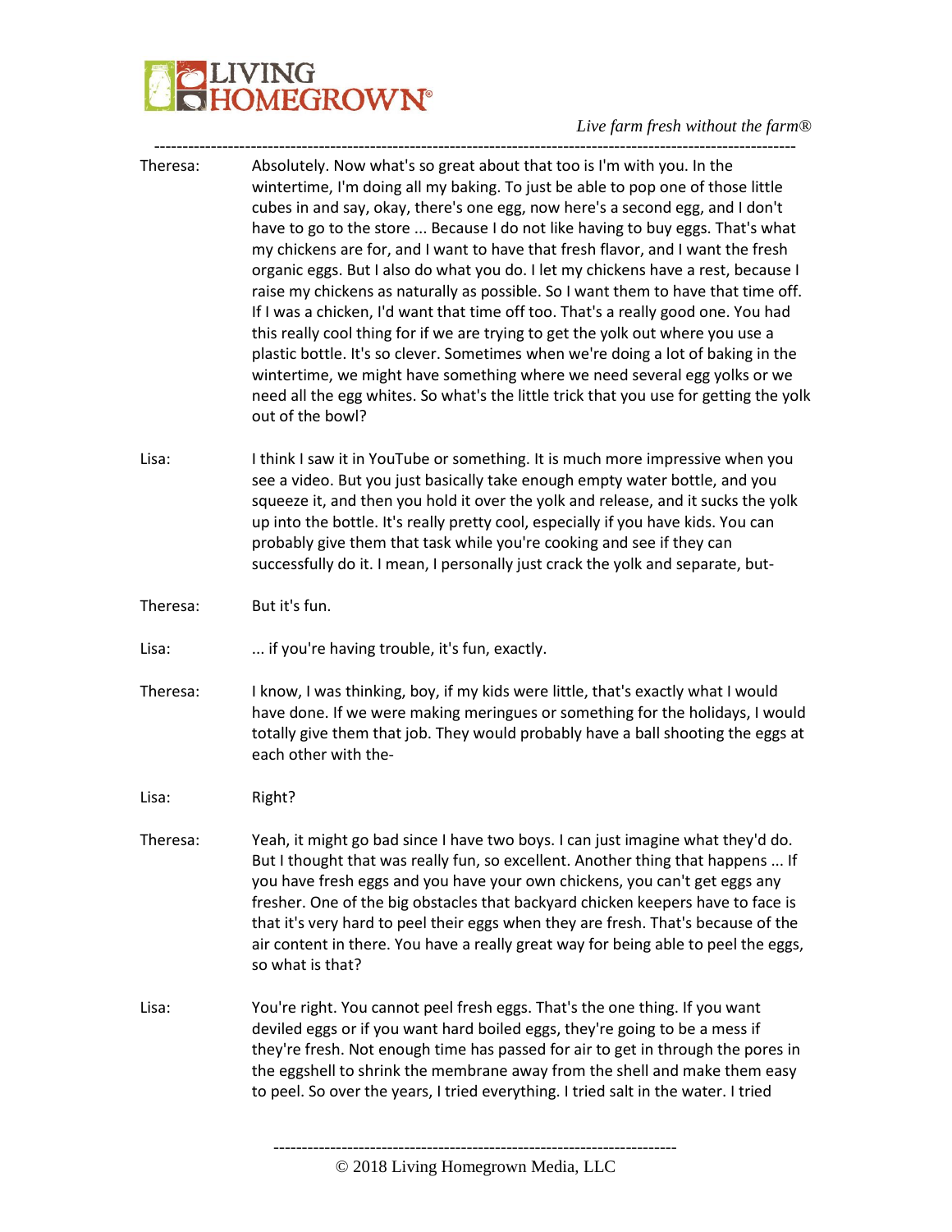Theresa: Absolutely. Now what's so great about that too is I'm with you. In the wintertime, I'm doing all my baking. To just be able to pop one of those little cubes in and say, okay, there's one egg, now here's a second egg, and I don't have to go to the store ... Because I do not like having to buy eggs. That's what my chickens are for, and I want to have that fresh flavor, and I want the fresh organic eggs. But I also do what you do. I let my chickens have a rest, because I raise my chickens as naturally as possible. So I want them to have that time off. If I was a chicken, I'd want that time off too. That's a really good one. You had this really cool thing for if we are trying to get the yolk out where you use a plastic bottle. It's so clever. Sometimes when we're doing a lot of baking in the wintertime, we might have something where we need several egg yolks or we need all the egg whites. So what's the little trick that you use for getting the yolk out of the bowl?

Lisa: I think I saw it in YouTube or something. It is much more impressive when you see a video. But you just basically take enough empty water bottle, and you squeeze it, and then you hold it over the yolk and release, and it sucks the yolk up into the bottle. It's really pretty cool, especially if you have kids. You can probably give them that task while you're cooking and see if they can successfully do it. I mean, I personally just crack the yolk and separate, but-

Theresa: But it's fun.

Lisa: ... if you're having trouble, it's fun, exactly.

Theresa: I know, I was thinking, boy, if my kids were little, that's exactly what I would have done. If we were making meringues or something for the holidays, I would totally give them that job. They would probably have a ball shooting the eggs at each other with the-

Lisa: Right?

Theresa: Yeah, it might go bad since I have two boys. I can just imagine what they'd do. But I thought that was really fun, so excellent. Another thing that happens ... If you have fresh eggs and you have your own chickens, you can't get eggs any fresher. One of the big obstacles that backyard chicken keepers have to face is that it's very hard to peel their eggs when they are fresh. That's because of the air content in there. You have a really great way for being able to peel the eggs, so what is that?

Lisa: You're right. You cannot peel fresh eggs. That's the one thing. If you want deviled eggs or if you want hard boiled eggs, they're going to be a mess if they're fresh. Not enough time has passed for air to get in through the pores in the eggshell to shrink the membrane away from the shell and make them easy to peel. So over the years, I tried everything. I tried salt in the water. I tried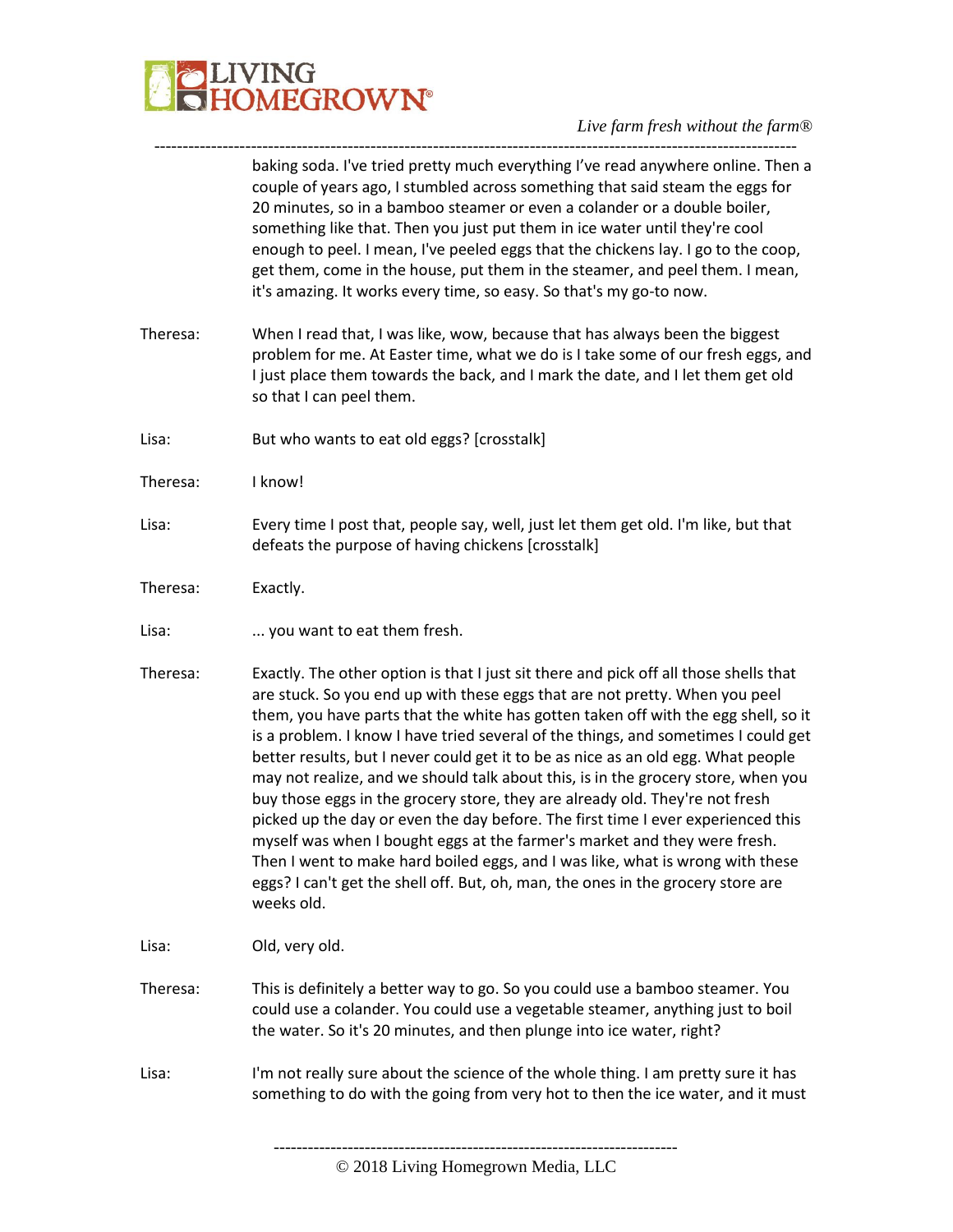baking soda. I've tried pretty much everything I've read anywhere online. Then a couple of years ago, I stumbled across something that said steam the eggs for 20 minutes, so in a bamboo steamer or even a colander or a double boiler, something like that. Then you just put them in ice water until they're cool enough to peel. I mean, I've peeled eggs that the chickens lay. I go to the coop, get them, come in the house, put them in the steamer, and peel them. I mean, it's amazing. It works every time, so easy. So that's my go-to now.

Theresa: When I read that, I was like, wow, because that has always been the biggest problem for me. At Easter time, what we do is I take some of our fresh eggs, and I just place them towards the back, and I mark the date, and I let them get old so that I can peel them.

Lisa: But who wants to eat old eggs? [crosstalk]

Theresa: I know!

Lisa: Every time I post that, people say, well, just let them get old. I'm like, but that defeats the purpose of having chickens [crosstalk]

Theresa: Exactly.

Lisa: ... you want to eat them fresh.

Theresa: Exactly. The other option is that I just sit there and pick off all those shells that are stuck. So you end up with these eggs that are not pretty. When you peel them, you have parts that the white has gotten taken off with the egg shell, so it is a problem. I know I have tried several of the things, and sometimes I could get better results, but I never could get it to be as nice as an old egg. What people may not realize, and we should talk about this, is in the grocery store, when you buy those eggs in the grocery store, they are already old. They're not fresh picked up the day or even the day before. The first time I ever experienced this myself was when I bought eggs at the farmer's market and they were fresh. Then I went to make hard boiled eggs, and I was like, what is wrong with these eggs? I can't get the shell off. But, oh, man, the ones in the grocery store are weeks old.

Lisa: Old, very old.

Theresa: This is definitely a better way to go. So you could use a bamboo steamer. You could use a colander. You could use a vegetable steamer, anything just to boil the water. So it's 20 minutes, and then plunge into ice water, right?

Lisa: I'm not really sure about the science of the whole thing. I am pretty sure it has something to do with the going from very hot to then the ice water, and it must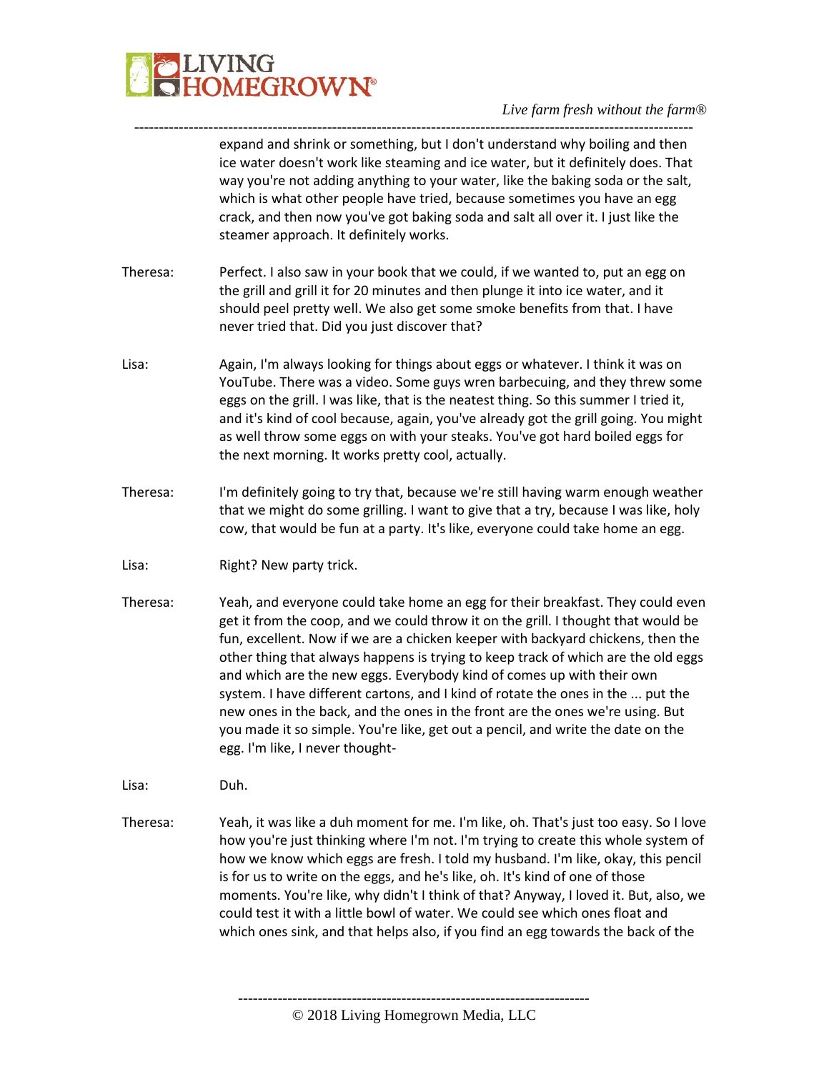expand and shrink or something, but I don't understand why boiling and then ice water doesn't work like steaming and ice water, but it definitely does. That way you're not adding anything to your water, like the baking soda or the salt, which is what other people have tried, because sometimes you have an egg crack, and then now you've got baking soda and salt all over it. I just like the steamer approach. It definitely works.

Theresa: Perfect. I also saw in your book that we could, if we wanted to, put an egg on the grill and grill it for 20 minutes and then plunge it into ice water, and it should peel pretty well. We also get some smoke benefits from that. I have never tried that. Did you just discover that?

Lisa: Again, I'm always looking for things about eggs or whatever. I think it was on YouTube. There was a video. Some guys wren barbecuing, and they threw some eggs on the grill. I was like, that is the neatest thing. So this summer I tried it, and it's kind of cool because, again, you've already got the grill going. You might as well throw some eggs on with your steaks. You've got hard boiled eggs for the next morning. It works pretty cool, actually.

Theresa: I'm definitely going to try that, because we're still having warm enough weather that we might do some grilling. I want to give that a try, because I was like, holy cow, that would be fun at a party. It's like, everyone could take home an egg.

Lisa: Right? New party trick.

Theresa: Yeah, and everyone could take home an egg for their breakfast. They could even get it from the coop, and we could throw it on the grill. I thought that would be fun, excellent. Now if we are a chicken keeper with backyard chickens, then the other thing that always happens is trying to keep track of which are the old eggs and which are the new eggs. Everybody kind of comes up with their own system. I have different cartons, and I kind of rotate the ones in the ... put the new ones in the back, and the ones in the front are the ones we're using. But you made it so simple. You're like, get out a pencil, and write the date on the egg. I'm like, I never thought-

Lisa: Duh.

Theresa: Yeah, it was like a duh moment for me. I'm like, oh. That's just too easy. So I love how you're just thinking where I'm not. I'm trying to create this whole system of how we know which eggs are fresh. I told my husband. I'm like, okay, this pencil is for us to write on the eggs, and he's like, oh. It's kind of one of those moments. You're like, why didn't I think of that? Anyway, I loved it. But, also, we could test it with a little bowl of water. We could see which ones float and which ones sink, and that helps also, if you find an egg towards the back of the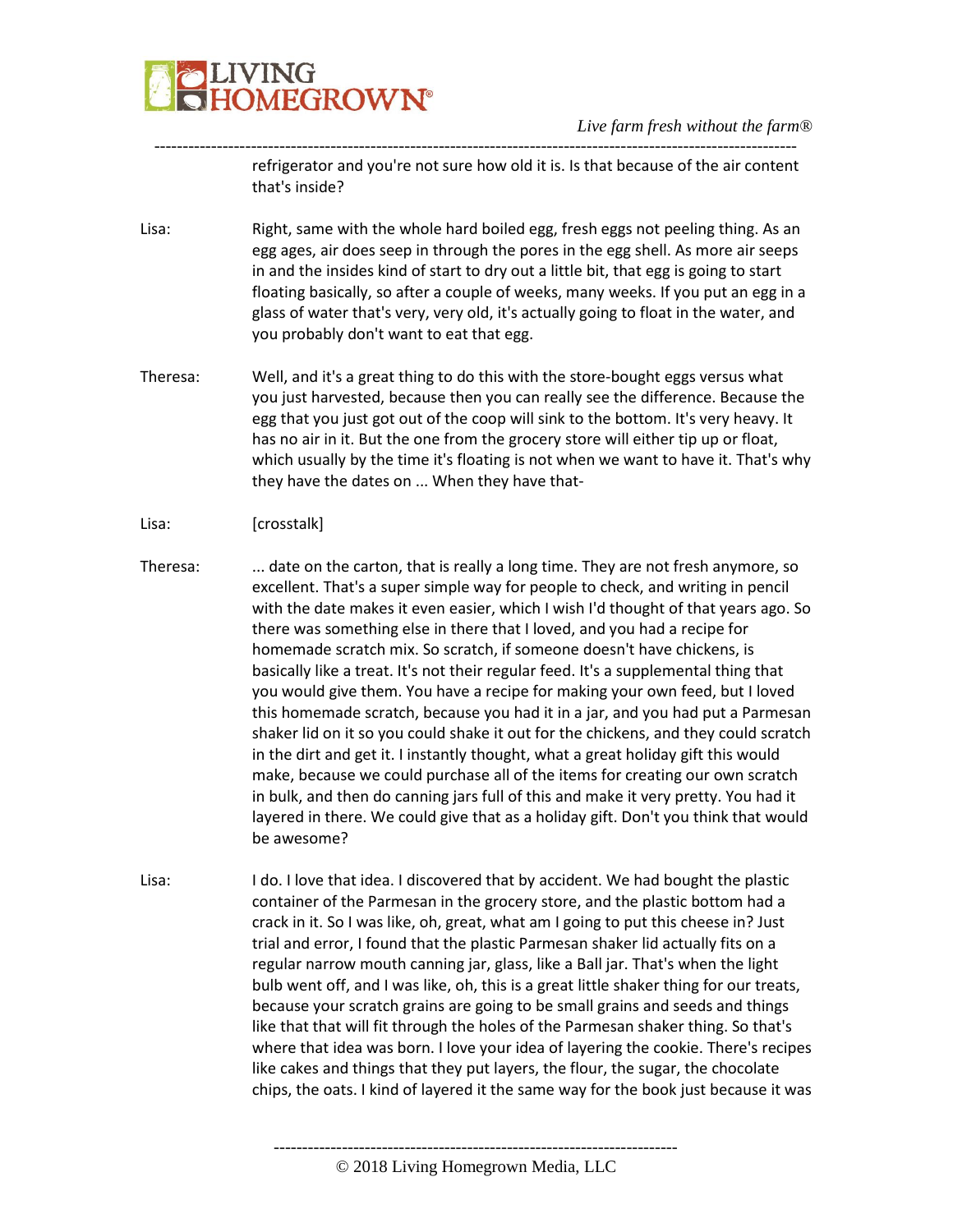refrigerator and you're not sure how old it is. Is that because of the air content that's inside?

Lisa: Right, same with the whole hard boiled egg, fresh eggs not peeling thing. As an egg ages, air does seep in through the pores in the egg shell. As more air seeps in and the insides kind of start to dry out a little bit, that egg is going to start floating basically, so after a couple of weeks, many weeks. If you put an egg in a glass of water that's very, very old, it's actually going to float in the water, and you probably don't want to eat that egg.

Theresa: Well, and it's a great thing to do this with the store-bought eggs versus what you just harvested, because then you can really see the difference. Because the egg that you just got out of the coop will sink to the bottom. It's very heavy. It has no air in it. But the one from the grocery store will either tip up or float, which usually by the time it's floating is not when we want to have it. That's why they have the dates on ... When they have that-

Lisa: [crosstalk]

Theresa: ... date on the carton, that is really a long time. They are not fresh anymore, so excellent. That's a super simple way for people to check, and writing in pencil with the date makes it even easier, which I wish I'd thought of that years ago. So there was something else in there that I loved, and you had a recipe for homemade scratch mix. So scratch, if someone doesn't have chickens, is basically like a treat. It's not their regular feed. It's a supplemental thing that you would give them. You have a recipe for making your own feed, but I loved this homemade scratch, because you had it in a jar, and you had put a Parmesan shaker lid on it so you could shake it out for the chickens, and they could scratch in the dirt and get it. I instantly thought, what a great holiday gift this would make, because we could purchase all of the items for creating our own scratch in bulk, and then do canning jars full of this and make it very pretty. You had it layered in there. We could give that as a holiday gift. Don't you think that would be awesome?

Lisa: I do. I love that idea. I discovered that by accident. We had bought the plastic container of the Parmesan in the grocery store, and the plastic bottom had a crack in it. So I was like, oh, great, what am I going to put this cheese in? Just trial and error, I found that the plastic Parmesan shaker lid actually fits on a regular narrow mouth canning jar, glass, like a Ball jar. That's when the light bulb went off, and I was like, oh, this is a great little shaker thing for our treats, because your scratch grains are going to be small grains and seeds and things like that that will fit through the holes of the Parmesan shaker thing. So that's where that idea was born. I love your idea of layering the cookie. There's recipes like cakes and things that they put layers, the flour, the sugar, the chocolate chips, the oats. I kind of layered it the same way for the book just because it was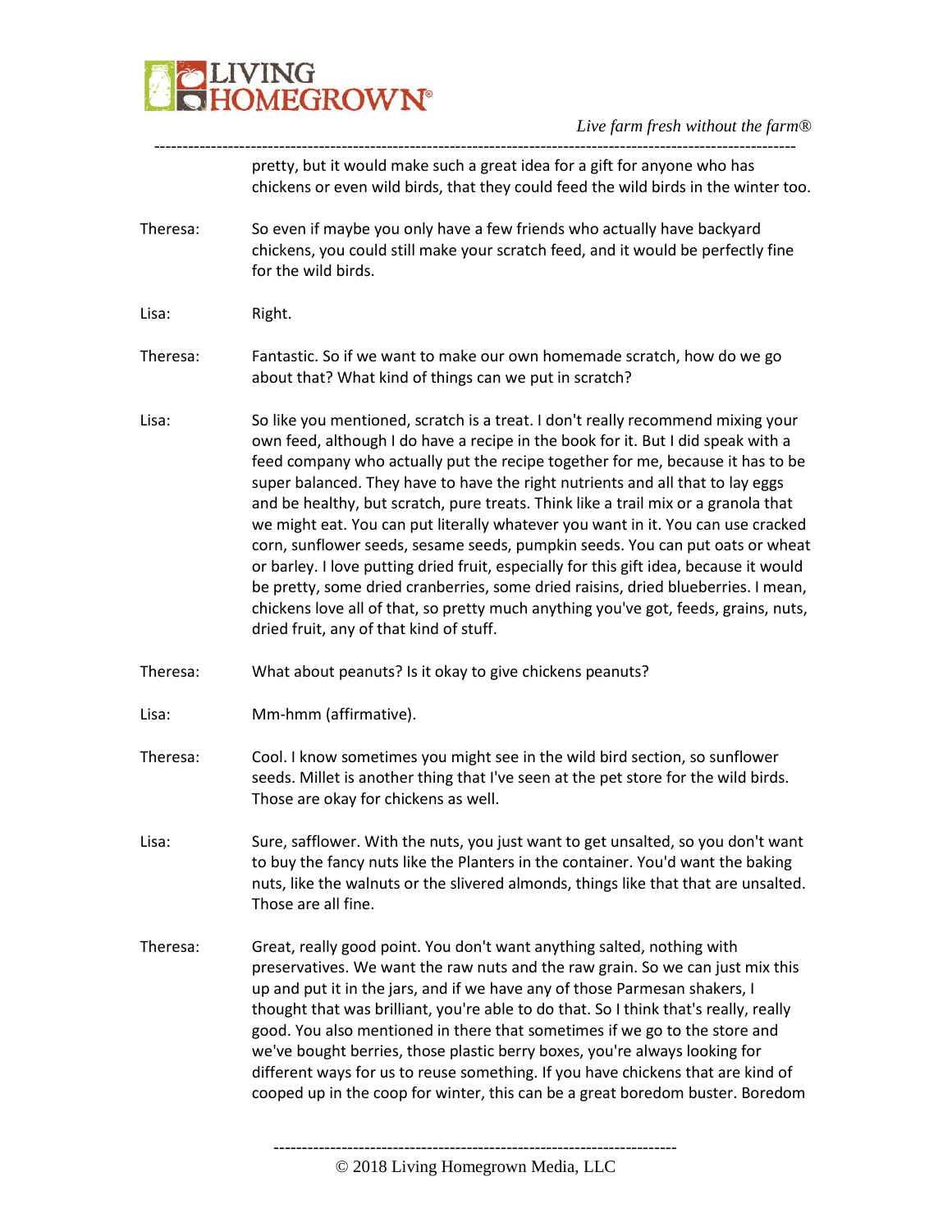pretty, but it would make such a great idea for a gift for anyone who has chickens or even wild birds, that they could feed the wild birds in the winter too.

Theresa: So even if maybe you only have a few friends who actually have backyard chickens, you could still make your scratch feed, and it would be perfectly fine for the wild birds.

Lisa: Right.

Theresa: Fantastic. So if we want to make our own homemade scratch, how do we go about that? What kind of things can we put in scratch?

Lisa: So like you mentioned, scratch is a treat. I don't really recommend mixing your own feed, although I do have a recipe in the book for it. But I did speak with a feed company who actually put the recipe together for me, because it has to be super balanced. They have to have the right nutrients and all that to lay eggs and be healthy, but scratch, pure treats. Think like a trail mix or a granola that we might eat. You can put literally whatever you want in it. You can use cracked corn, sunflower seeds, sesame seeds, pumpkin seeds. You can put oats or wheat or barley. I love putting dried fruit, especially for this gift idea, because it would be pretty, some dried cranberries, some dried raisins, dried blueberries. I mean, chickens love all of that, so pretty much anything you've got, feeds, grains, nuts, dried fruit, any of that kind of stuff.

Theresa: What about peanuts? Is it okay to give chickens peanuts?

Lisa: Mm-hmm (affirmative).

Theresa: Cool. I know sometimes you might see in the wild bird section, so sunflower seeds. Millet is another thing that I've seen at the pet store for the wild birds. Those are okay for chickens as well.

Lisa: Sure, safflower. With the nuts, you just want to get unsalted, so you don't want to buy the fancy nuts like the Planters in the container. You'd want the baking nuts, like the walnuts or the slivered almonds, things like that that are unsalted. Those are all fine.

Theresa: Great, really good point. You don't want anything salted, nothing with preservatives. We want the raw nuts and the raw grain. So we can just mix this up and put it in the jars, and if we have any of those Parmesan shakers, I thought that was brilliant, you're able to do that. So I think that's really, really good. You also mentioned in there that sometimes if we go to the store and we've bought berries, those plastic berry boxes, you're always looking for different ways for us to reuse something. If you have chickens that are kind of cooped up in the coop for winter, this can be a great boredom buster. Boredom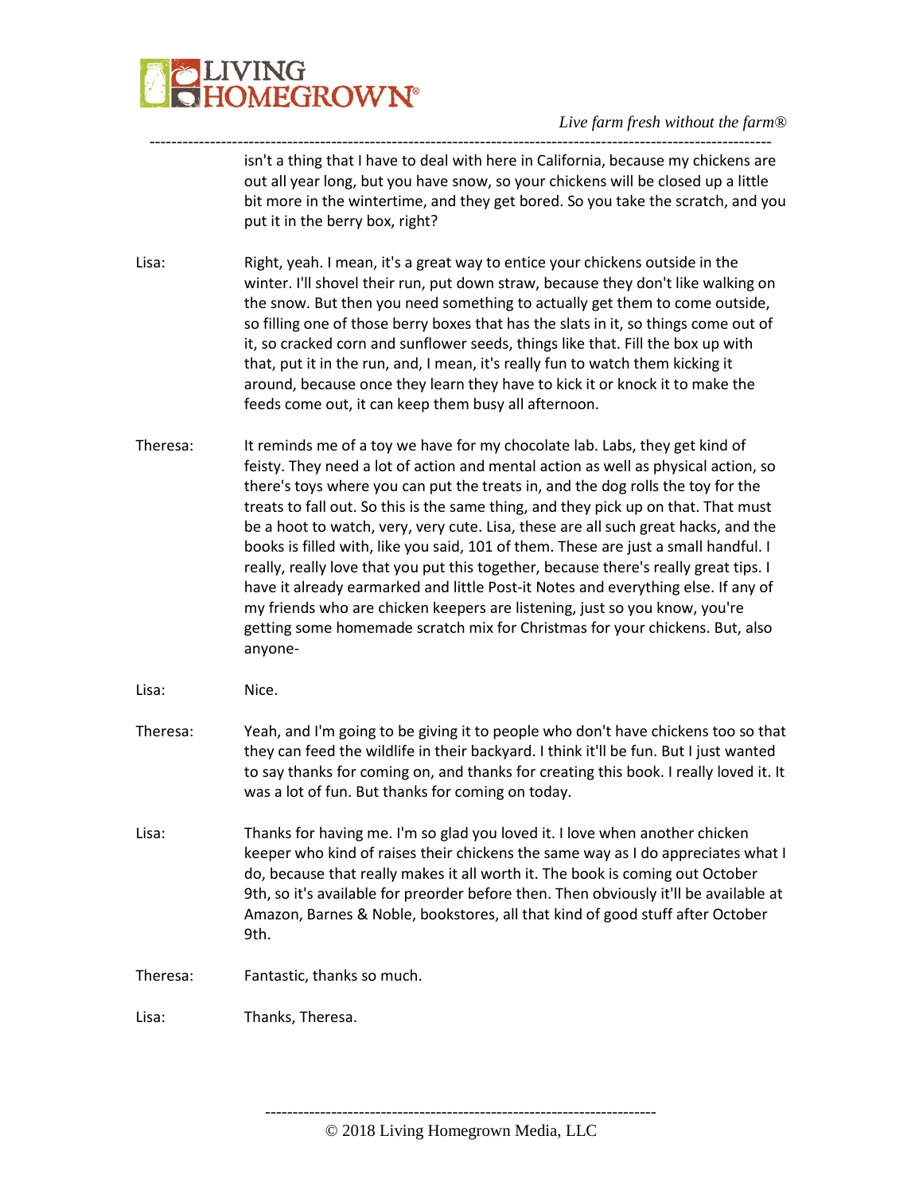isn't a thing that I have to deal with here in California, because my chickens are out all year long, but you have snow, so your chickens will be closed up a little bit more in the wintertime, and they get bored. So you take the scratch, and you put it in the berry box, right?

Lisa: Right, yeah. I mean, it's a great way to entice your chickens outside in the winter. I'll shovel their run, put down straw, because they don't like walking on the snow. But then you need something to actually get them to come outside, so filling one of those berry boxes that has the slats in it, so things come out of it, so cracked corn and sunflower seeds, things like that. Fill the box up with that, put it in the run, and, I mean, it's really fun to watch them kicking it around, because once they learn they have to kick it or knock it to make the feeds come out, it can keep them busy all afternoon.

Theresa: It reminds me of a toy we have for my chocolate lab. Labs, they get kind of feisty. They need a lot of action and mental action as well as physical action, so there's toys where you can put the treats in, and the dog rolls the toy for the treats to fall out. So this is the same thing, and they pick up on that. That must be a hoot to watch, very, very cute. Lisa, these are all such great hacks, and the books is filled with, like you said, 101 of them. These are just a small handful. I really, really love that you put this together, because there's really great tips. I have it already earmarked and little Post-it Notes and everything else. If any of my friends who are chicken keepers are listening, just so you know, you're getting some homemade scratch mix for Christmas for your chickens. But, also anyone-

Lisa: Nice.

Theresa: Yeah, and I'm going to be giving it to people who don't have chickens too so that they can feed the wildlife in their backyard. I think it'll be fun. But I just wanted to say thanks for coming on, and thanks for creating this book. I really loved it. It was a lot of fun. But thanks for coming on today.

Lisa: Thanks for having me. I'm so glad you loved it. I love when another chicken keeper who kind of raises their chickens the same way as I do appreciates what I do, because that really makes it all worth it. The book is coming out October 9th, so it's available for preorder before then. Then obviously it'll be available at Amazon, Barnes & Noble, bookstores, all that kind of good stuff after October 9th.

Theresa: Fantastic, thanks so much.

Lisa: Thanks, Theresa.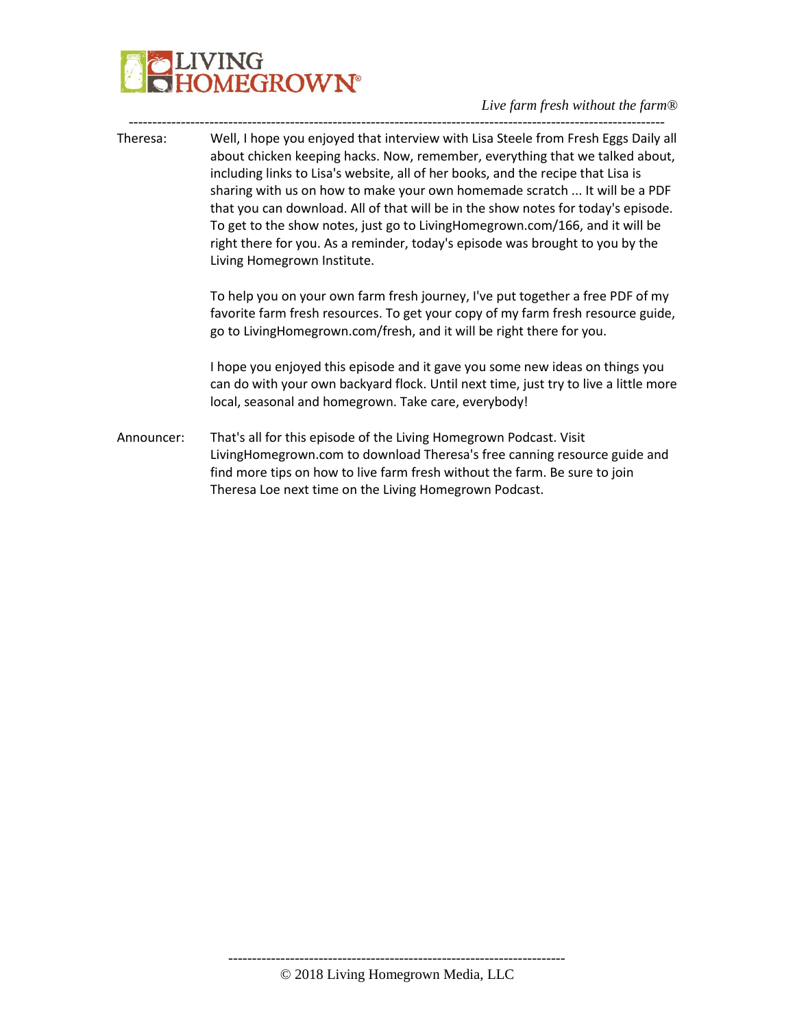Theresa: Well, I hope you enjoyed that interview with Lisa Steele from Fresh Eggs Daily all about chicken keeping hacks. Now, remember, everything that we talked about, including links to Lisa's website, all of her books, and the recipe that Lisa is sharing with us on how to make your own homemade scratch ... It will be a PDF that you can download. All of that will be in the show notes for today's episode. To get to the show notes, just go to LivingHomegrown.com/166, and it will be right there for you. As a reminder, today's episode was brought to you by the Living Homegrown Institute.

To help you on your own farm fresh journey, I've put together a free PDF of my favorite farm fresh resources. To get your copy of my farm fresh resource guide, go to LivingHomegrown.com/fresh, and it will be right there for you.

I hope you enjoyed this episode and it gave you some new ideas on things you can do with your own backyard flock. Until next time, just try to live a little more local, seasonal and homegrown. Take care, everybody!

Announcer: That's all for this episode of the Living Homegrown Podcast. Visit LivingHomegrown.com to download Theresa's free canning resource guide and find more tips on how to live farm fresh without the farm. Be sure to join Theresa Loe next time on the Living Homegrown Podcast.